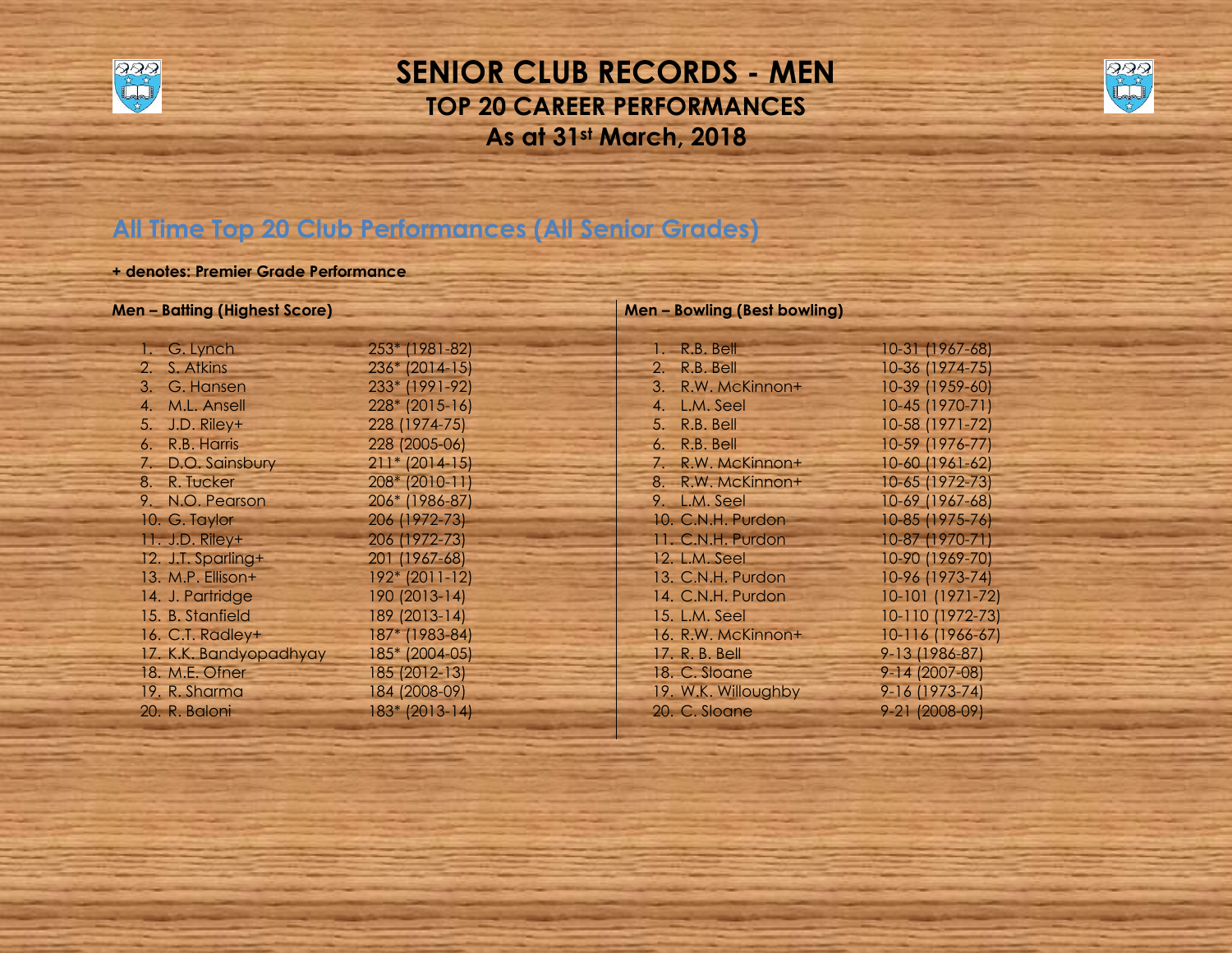# SENIOR CLUB RECORDS - MEN

## TOP 20 CAREER PERFORMANCES

## As at 31st March, 2018

### All Time Top 20 Club Performances (All Senior Grades)

**+ denotes: Premier Grade Performance**

**Men – Batting (Highest Score)**

| | Name | Score |
|---|---|---|
| 1. | G. Lynch | 253* (1981-82) |
| 2. | S. Atkins | 236* (2014-15) |
| 3. | G. Hansen | 233* (1991-92) |
| 4. | M.L. Ansell | 228* (2015-16) |
| 5. | J.D. Riley+ | 228 (1974-75) |
| 6. | R.B. Harris | 228 (2005-06) |
| 7. | D.O. Sainsbury | 211* (2014-15) |
| 8. | R. Tucker | 208* (2010-11) |
| 9. | N.O. Pearson | 206* (1986-87) |
| 10. | G. Taylor | 206 (1972-73) |
| 11. | J.D. Riley+ | 206 (1972-73) |
| 12. | J.T. Sparling+ | 201 (1967-68) |
| 13. | M.P. Ellison+ | 192* (2011-12) |
| 14. | J. Partridge | 190 (2013-14) |
| 15. | B. Stanfield | 189 (2013-14) |
| 16. | C.T. Radley+ | 187* (1983-84) |
| 17. | K.K. Bandyopadhyay | 185* (2004-05) |
| 18. | M.E. Ofner | 185 (2012-13) |
| 19. | R. Sharma | 184 (2008-09) |
| 20. | R. Baloni | 183* (2013-14) |

**Men – Bowling (Best bowling)**

| | Name | Figures |
|---|---|---|
| 1. | R.B. Bell | 10-31 (1967-68) |
| 2. | R.B. Bell | 10-36 (1974-75) |
| 3. | R.W. McKinnon+ | 10-39 (1959-60) |
| 4. | L.M. Seel | 10-45 (1970-71) |
| 5. | R.B. Bell | 10-58 (1971-72) |
| 6. | R.B. Bell | 10-59 (1976-77) |
| 7. | R.W. McKinnon+ | 10-60 (1961-62) |
| 8. | R.W. McKinnon+ | 10-65 (1972-73) |
| 9. | L.M. Seel | 10-69 (1967-68) |
| 10. | C.N.H. Purdon | 10-85 (1975-76) |
| 11. | C.N.H. Purdon | 10-87 (1970-71) |
| 12. | L.M. Seel | 10-90 (1969-70) |
| 13. | C.N.H. Purdon | 10-96 (1973-74) |
| 14. | C.N.H. Purdon | 10-101 (1971-72) |
| 15. | L.M. Seel | 10-110 (1972-73) |
| 16. | R.W. McKinnon+ | 10-116 (1966-67) |
| 17. | R. B. Bell | 9-13 (1986-87) |
| 18. | C. Sloane | 9-14 (2007-08) |
| 19. | W.K. Willoughby | 9-16 (1973-74) |
| 20. | C. Sloane | 9-21 (2008-09) |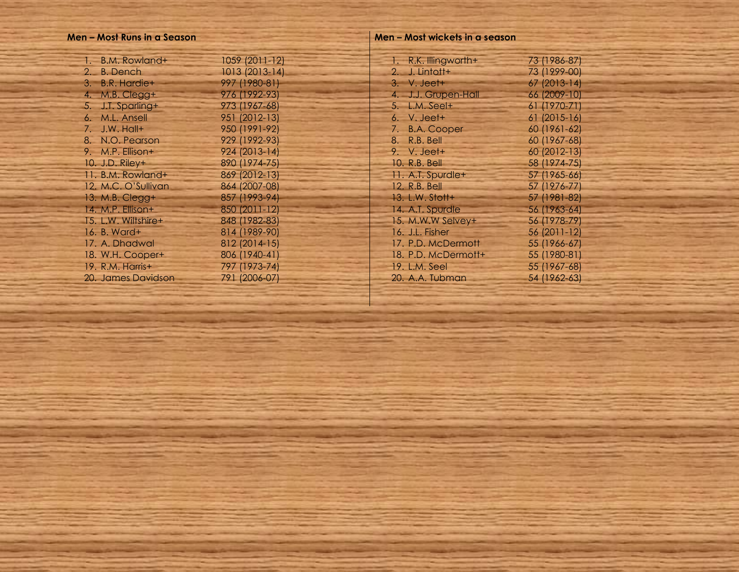**Men – Most Runs in a Season**

1. B.M. Rowland+ 1059 (2011-12)
2. B. Dench 1013 (2013-14)
3. B.R. Hardie+ 997 (1980-81)
4. M.B. Clegg+ 976 (1992-93)
5. J.T. Sparling+ 973 (1967-68)
6. M.L. Ansell 951 (2012-13)
7. J.W. Hall+ 950 (1991-92)
8. N.O. Pearson 929 (1992-93)
9. M.P. Ellison+ 924 (2013-14)
10. J.D. Riley+ 890 (1974-75)
11. B.M. Rowland+ 869 (2012-13)
12. M.C. O'Sullivan 864 (2007-08)
13. M.B. Clegg+ 857 (1993-94)
14. M.P. Ellison+ 850 (2011-12)
15. L.W. Wiltshire+ 848 (1982-83)
16. B. Ward+ 814 (1989-90)
17. A. Dhadwal 812 (2014-15)
18. W.H. Cooper+ 806 (1940-41)
19. R.M. Harris+ 797 (1973-74)
20. James Davidson 791 (2006-07)

**Men – Most wickets in a season**

1. R.K. Illingworth+ 73 (1986-87)
2. J. Lintott+ 73 (1999-00)
3. V. Jeet+ 67 (2013-14)
4. J.J. Grupen-Hall 66 (2009-10)
5. L.M. Seel+ 61 (1970-71)
6. V. Jeet+ 61 (2015-16)
7. B.A. Cooper 60 (1961-62)
8. R.B. Bell 60 (1967-68)
9. V. Jeet+ 60 (2012-13)
10. R.B. Bell 58 (1974-75)
11. A.T. Spurdle+ 57 (1965-66)
12. R.B. Bell 57 (1976-77)
13. L.W. Stott+ 57 (1981-82)
14. A.T. Spurdle 56 (1963-64)
15. M.W.W Selvey+ 56 (1978-79)
16. J.L. Fisher 56 (2011-12)
17. P.D. McDermott 55 (1966-67)
18. P.D. McDermott+ 55 (1980-81)
19. L.M. Seel 55 (1967-68)
20. A.A. Tubman 54 (1962-63)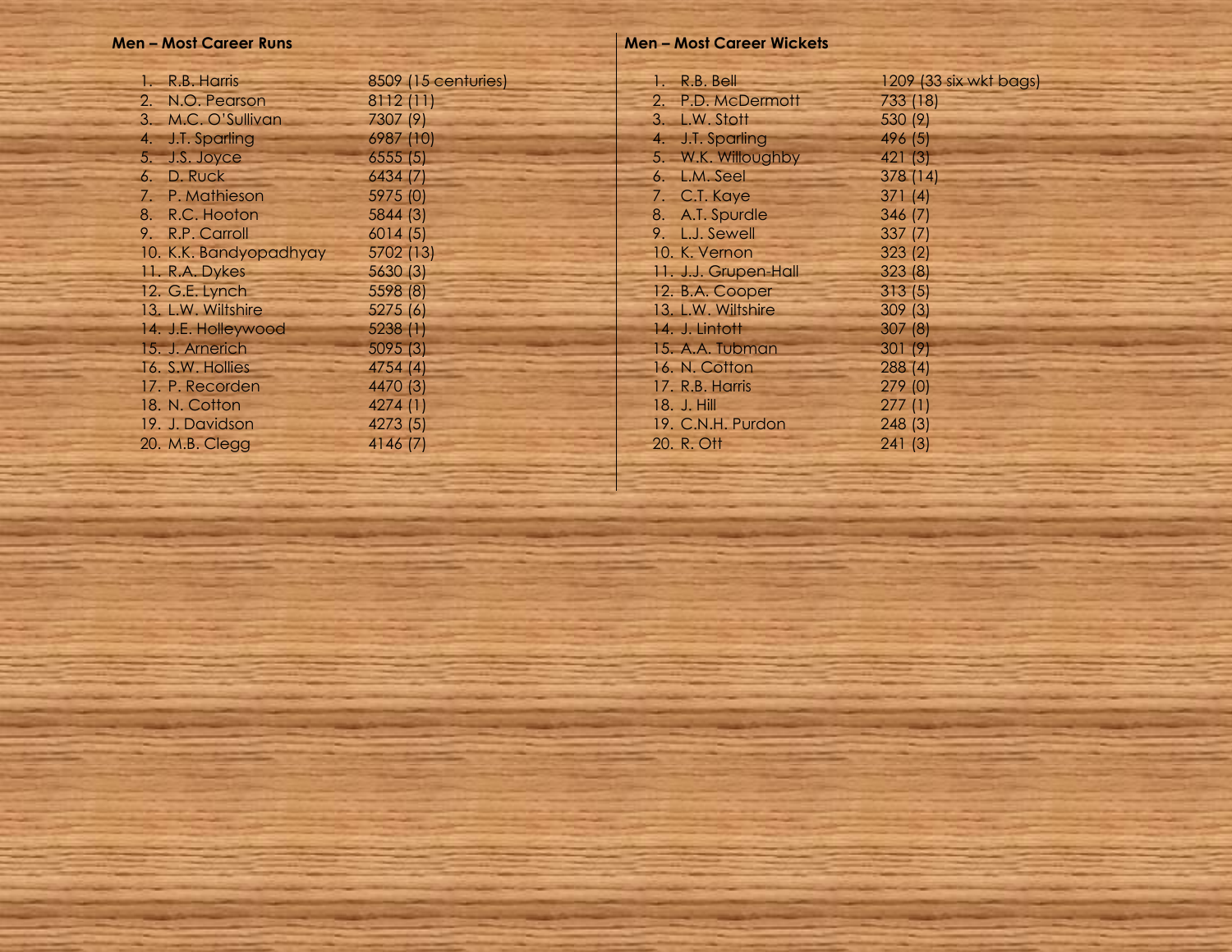## Men – Most Career Runs

1. R.B. Harris 8509 (15 centuries)
2. N.O. Pearson 8112 (11)
3. M.C. O'Sullivan 7307 (9)
4. J.T. Sparling 6987 (10)
5. J.S. Joyce 6555 (5)
6. D. Ruck 6434 (7)
7. P. Mathieson 5975 (0)
8. R.C. Hooton 5844 (3)
9. R.P. Carroll 6014 (5)
10. K.K. Bandyopadhyay 5702 (13)
11. R.A. Dykes 5630 (3)
12. G.E. Lynch 5598 (8)
13. L.W. Wiltshire 5275 (6)
14. J.E. Holleywood 5238 (1)
15. J. Arnerich 5095 (3)
16. S.W. Hollies 4754 (4)
17. P. Recorden 4470 (3)
18. N. Cotton 4274 (1)
19. J. Davidson 4273 (5)
20. M.B. Clegg 4146 (7)

## Men – Most Career Wickets

1. R.B. Bell 1209 (33 six wkt bags)
2. P.D. McDermott 733 (18)
3. L.W. Stott 530 (9)
4. J.T. Sparling 496 (5)
5. W.K. Willoughby 421 (3)
6. L.M. Seel 378 (14)
7. C.T. Kaye 371 (4)
8. A.T. Spurdle 346 (7)
9. L.J. Sewell 337 (7)
10. K. Vernon 323 (2)
11. J.J. Grupen-Hall 323 (8)
12. B.A. Cooper 313 (5)
13. L.W. Wiltshire 309 (3)
14. J. Lintott 307 (8)
15. A.A. Tubman 301 (9)
16. N. Cotton 288 (4)
17. R.B. Harris 279 (0)
18. J. Hill 277 (1)
19. C.N.H. Purdon 248 (3)
20. R. Ott 241 (3)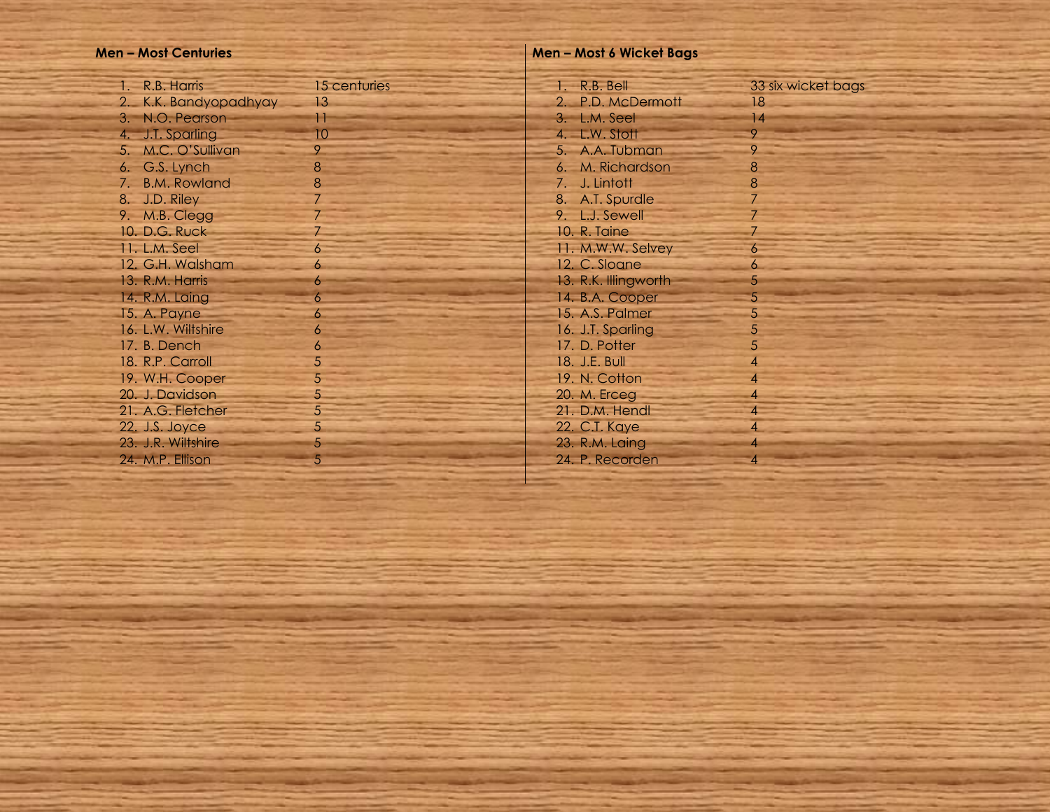## Men – Most Centuries

| | Name | Centuries |
|---|---|---|
| 1. | R.B. Harris | 15 centuries |
| 2. | K.K. Bandyopadhyay | 13 |
| 3. | N.O. Pearson | 11 |
| 4. | J.T. Sparling | 10 |
| 5. | M.C. O'Sullivan | 9 |
| 6. | G.S. Lynch | 8 |
| 7. | B.M. Rowland | 8 |
| 8. | J.D. Riley | 7 |
| 9. | M.B. Clegg | 7 |
| 10. | D.G. Ruck | 7 |
| 11. | L.M. Seel | 6 |
| 12. | G.H. Walsham | 6 |
| 13. | R.M. Harris | 6 |
| 14. | R.M. Laing | 6 |
| 15. | A. Payne | 6 |
| 16. | L.W. Wiltshire | 6 |
| 17. | B. Dench | 6 |
| 18. | R.P. Carroll | 5 |
| 19. | W.H. Cooper | 5 |
| 20. | J. Davidson | 5 |
| 21. | A.G. Fletcher | 5 |
| 22. | J.S. Joyce | 5 |
| 23. | J.R. Wiltshire | 5 |
| 24. | M.P. Ellison | 5 |

## Men – Most 6 Wicket Bags

| | Name | Six wicket bags |
|---|---|---|
| 1. | R.B. Bell | 33 six wicket bags |
| 2. | P.D. McDermott | 18 |
| 3. | L.M. Seel | 14 |
| 4. | L.W. Stott | 9 |
| 5. | A.A. Tubman | 9 |
| 6. | M. Richardson | 8 |
| 7. | J. Lintott | 8 |
| 8. | A.T. Spurdle | 7 |
| 9. | L.J. Sewell | 7 |
| 10. | R. Taine | 7 |
| 11. | M.W.W. Selvey | 6 |
| 12. | C. Sloane | 6 |
| 13. | R.K. Illingworth | 5 |
| 14. | B.A. Cooper | 5 |
| 15. | A.S. Palmer | 5 |
| 16. | J.T. Sparling | 5 |
| 17. | D. Potter | 5 |
| 18. | J.E. Bull | 4 |
| 19. | N. Cotton | 4 |
| 20. | M. Erceg | 4 |
| 21. | D.M. Hendl | 4 |
| 22. | C.T. Kaye | 4 |
| 23. | R.M. Laing | 4 |
| 24. | P. Recorden | 4 |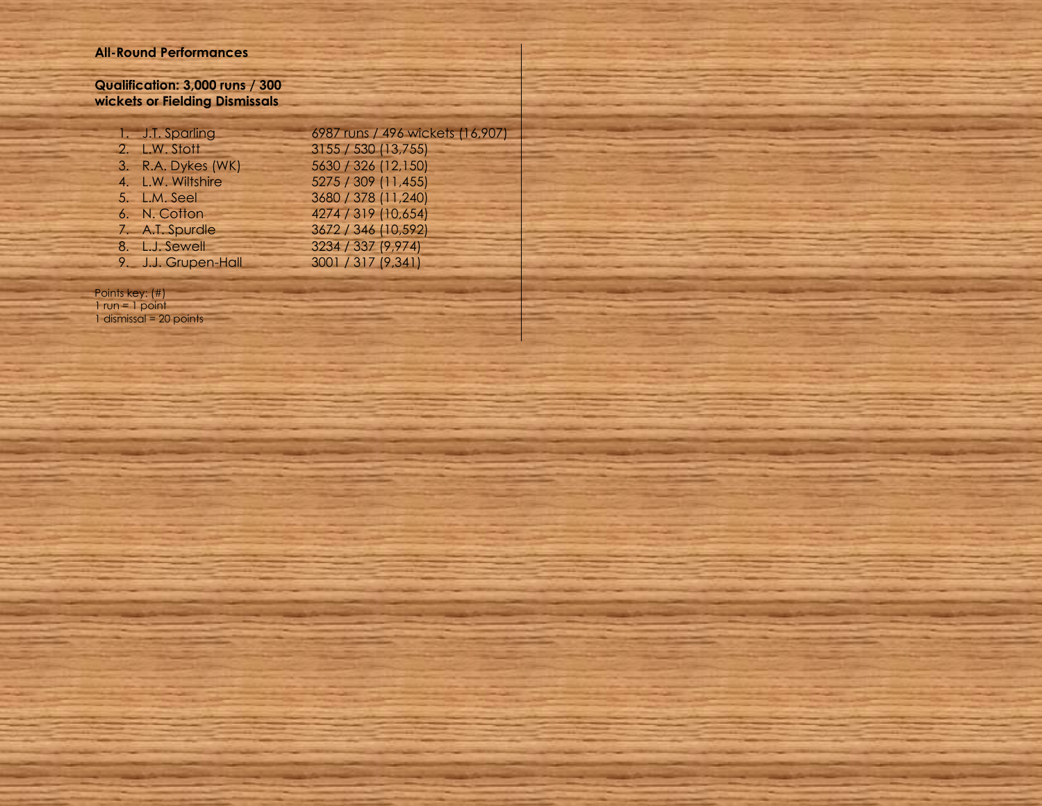**All-Round Performances**

**Qualification: 3,000 runs / 300 wickets or Fielding Dismissals**

| | |
|---|---|
| 1. J.T. Sparling | 6987 runs / 496 wickets (16,907) |
| 2. L.W. Stott | 3155 / 530 (13,755) |
| 3. R.A. Dykes (WK) | 5630 / 326 (12,150) |
| 4. L.W. Wiltshire | 5275 / 309 (11,455) |
| 5. L.M. Seel | 3680 / 378 (11,240) |
| 6. N. Cotton | 4274 / 319 (10,654) |
| 7. A.T. Spurdle | 3672 / 346 (10,592) |
| 8. L.J. Sewell | 3234 / 337 (9,974) |
| 9. J.J. Grupen-Hall | 3001 / 317 (9,341) |

Points key: (#)
1 run = 1 point
1 dismissal = 20 points